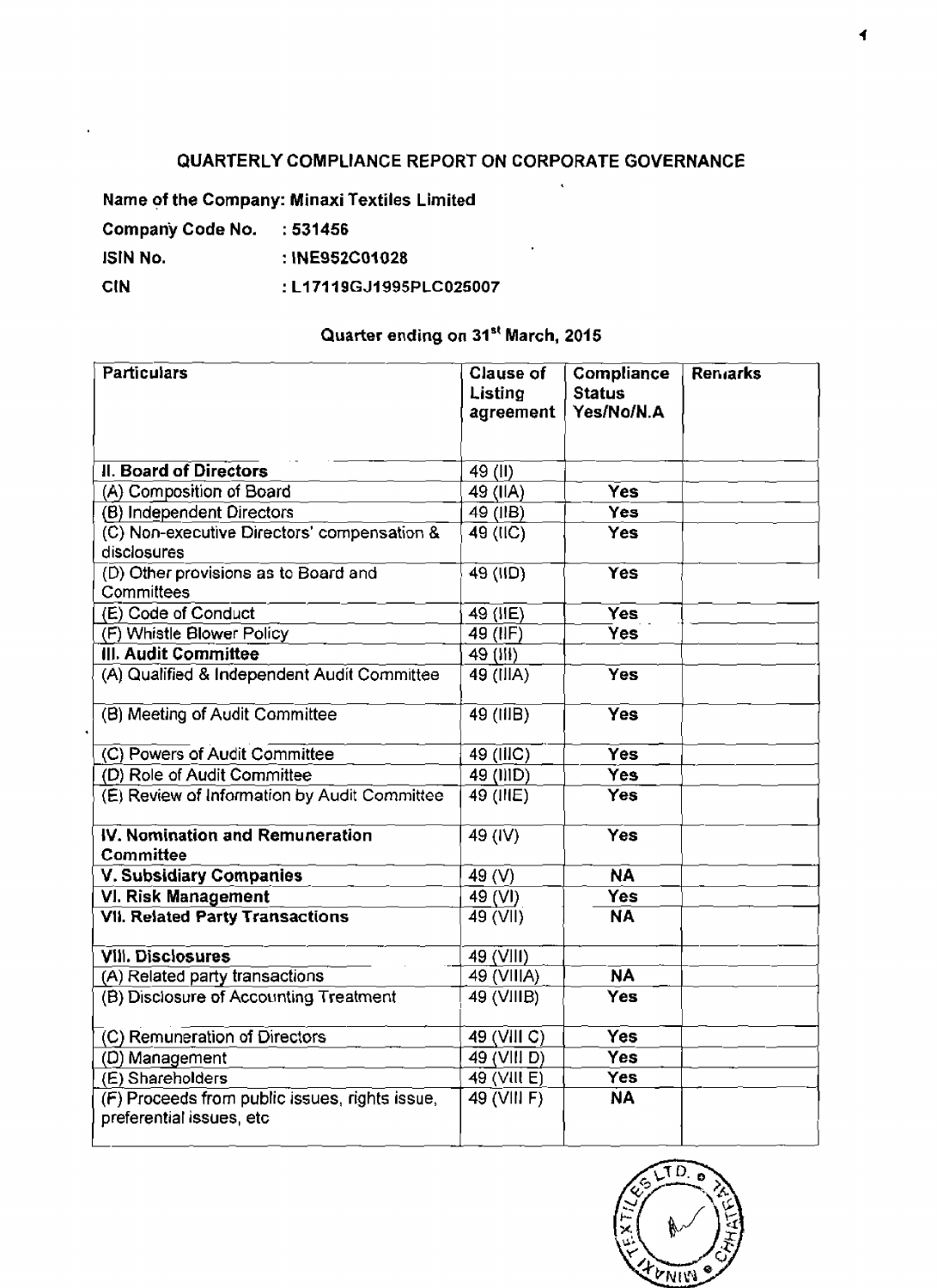## QUARTERLY COMPLIANCE REPORT ON CORPORATE GOVERNANCE

**Name of the Company: Minaxi Textiles Limited**

**Company Code No. : 531456**

**ISIN No. : INE952C01028**

**CIN : L17119GJ1995PLC025007**

**Quarter ending on 31st March, 2015**

| Particulars | Clause of Listing agreement | Compliance Status Yes/No/N.A | Remarks |
|---|---|---|---|
| **II. Board of Directors** | 49 (II) | | |
| (A) Composition of Board | 49 (IIA) | Yes | |
| (B) Independent Directors | 49 (IIB) | Yes | |
| (C) Non-executive Directors' compensation & disclosures | 49 (IIC) | Yes | |
| (D) Other provisions as to Board and Committees | 49 (IID) | Yes | |
| (E) Code of Conduct | 49 (IIE) | Yes | |
| (F) Whistle Blower Policy | 49 (IIF) | Yes | |
| **III. Audit Committee** | 49 (III) | | |
| (A) Qualified & Independent Audit Committee | 49 (IIIA) | Yes | |
| (B) Meeting of Audit Committee | 49 (IIIB) | Yes | |
| (C) Powers of Audit Committee | 49 (IIIC) | Yes | |
| (D) Role of Audit Committee | 49 (IIID) | Yes | |
| (E) Review of Information by Audit Committee | 49 (IIIE) | Yes | |
| **IV. Nomination and Remuneration Committee** | 49 (IV) | Yes | |
| **V. Subsidiary Companies** | 49 (V) | NA | |
| **VI. Risk Management** | 49 (VI) | Yes | |
| **VII. Related Party Transactions** | 49 (VII) | NA | |
| **VIII. Disclosures** | 49 (VIII) | | |
| (A) Related party transactions | 49 (VIIIA) | NA | |
| (B) Disclosure of Accounting Treatment | 49 (VIIIB) | Yes | |
| (C) Remuneration of Directors | 49 (VIII C) | Yes | |
| (D) Management | 49 (VIII D) | Yes | |
| (E) Shareholders | 49 (VIII E) | Yes | |
| (F) Proceeds from public issues, rights issue, preferential issues, etc | 49 (VIII F) | NA | |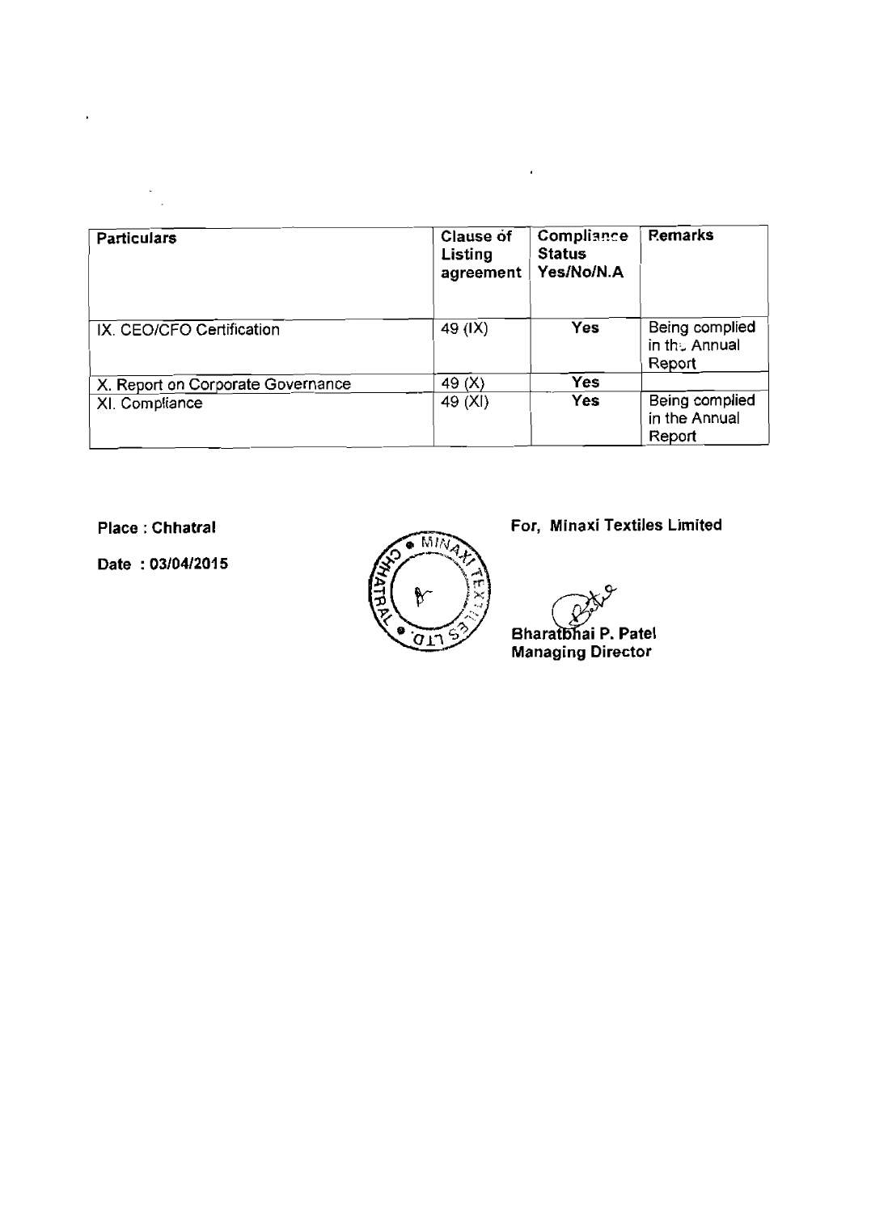| Particulars | Clause of Listing agreement | Compliance Status Yes/No/N.A | Remarks |
|---|---|---|---|
| IX. CEO/CFO Certification | 49 (IX) | Yes | Being complied in the Annual Report |
| X. Report on Corporate Governance | 49 (X) | Yes | |
| XI. Compliance | 49 (XI) | Yes | Being complied in the Annual Report |

**Place : Chhatral**

**Date : 03/04/2015**

**For, Minaxi Textiles Limited**

**Bharatbhai P. Patel**
**Managing Director**